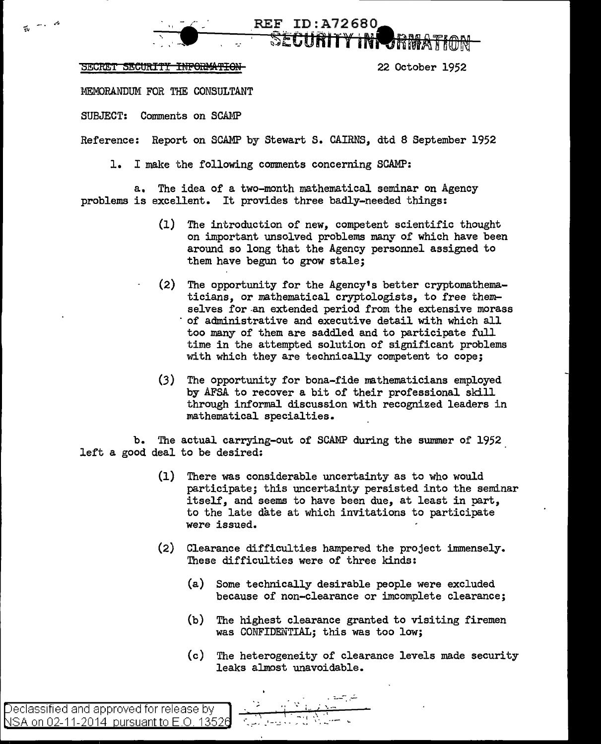REF ID:A72680

SECURITY INFORMATION

~~SECRET SECURITY INFORMATION~~

22 October 1952

MEMORANDUM FOR THE CONSULTANT

SUBJECT: Comments on SCAMP

Reference: Report on SCAMP by Stewart S. CAIRNS, dtd 8 September 1952

1. I make the following comments concerning SCAMP:

a. The idea of a two-month mathematical seminar on Agency problems is excellent. It provides three badly-needed things:

(1) The introduction of new, competent scientific thought on important unsolved problems many of which have been around so long that the Agency personnel assigned to them have begun to grow stale;

(2) The opportunity for the Agency's better cryptomathematicians, or mathematical cryptologists, to free themselves for an extended period from the extensive morass of administrative and executive detail with which all too many of them are saddled and to participate full time in the attempted solution of significant problems with which they are technically competent to cope;

(3) The opportunity for bona-fide mathematicians employed by AFSA to recover a bit of their professional skill through informal discussion with recognized leaders in mathematical specialties.

b. The actual carrying-out of SCAMP during the summer of 1952 left a good deal to be desired:

(1) There was considerable uncertainty as to who would participate; this uncertainty persisted into the seminar itself, and seems to have been due, at least in part, to the late date at which invitations to participate were issued.

(2) Clearance difficulties hampered the project immensely. These difficulties were of three kinds:

(a) Some technically desirable people were excluded because of non-clearance or imcomplete clearance;

(b) The highest clearance granted to visiting firemen was CONFIDENTIAL; this was too low;

(c) The heterogeneity of clearance levels made security leaks almost unavoidable.

Declassified and approved for release by NSA on 02-11-2014 pursuant to E.O. 13526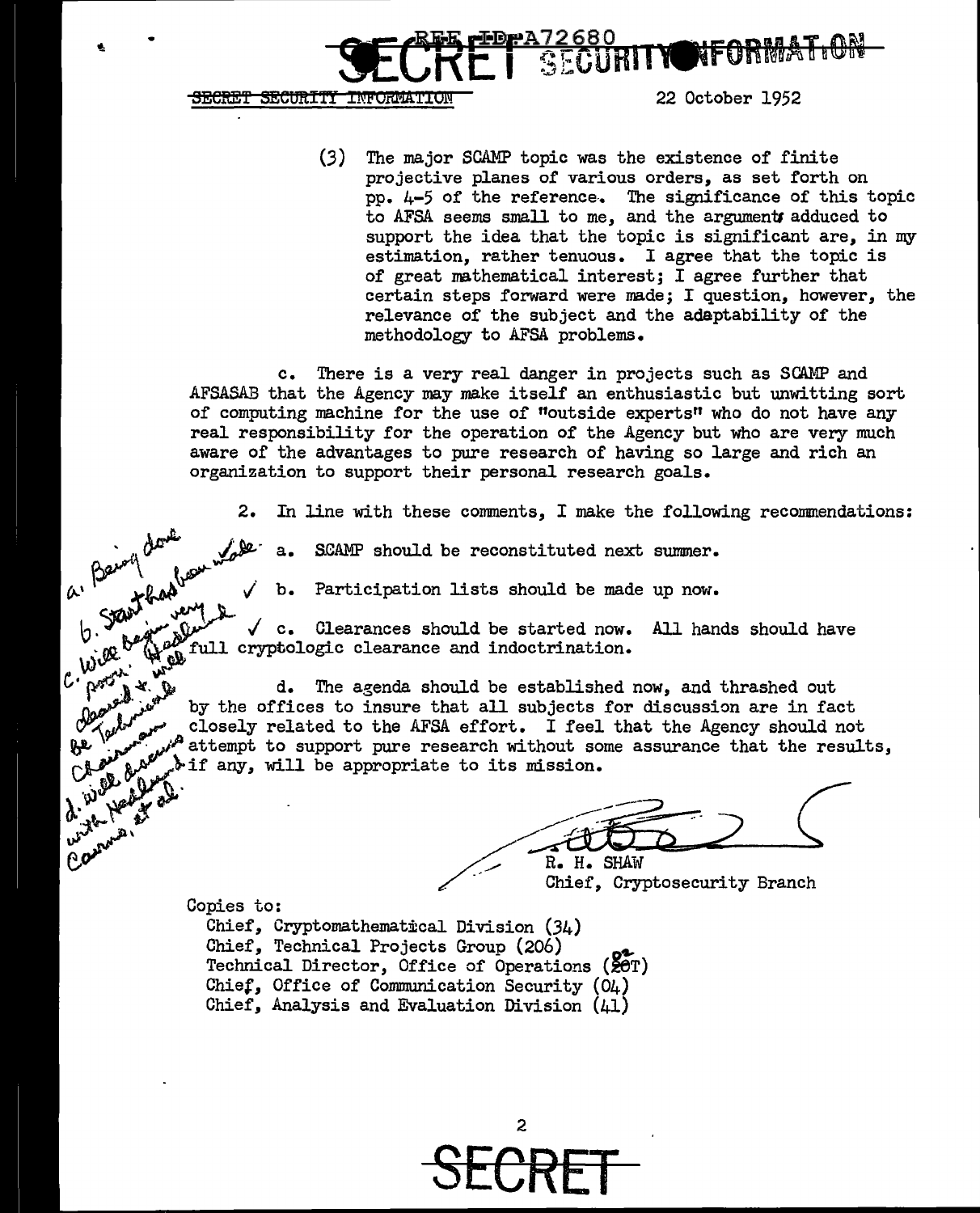SECRET SECURITY INFORMATION

22 October 1952

(3) The major SCAMP topic was the existence of finite projective planes of various orders, as set forth on pp. 4-5 of the reference. The significance of this topic to AFSA seems small to me, and the arguments adduced to support the idea that the topic is significant are, in my estimation, rather tenuous. I agree that the topic is of great mathematical interest; I agree further that certain steps forward were made; I question, however, the relevance of the subject and the adaptability of the methodology to AFSA problems.

c. There is a very real danger in projects such as SCAMP and AFSASAB that the Agency may make itself an enthusiastic but unwitting sort of computing machine for the use of "outside experts" who do not have any real responsibility for the operation of the Agency but who are very much aware of the advantages to pure research of having so large and rich an organization to support their personal research goals.

2. In line with these comments, I make the following recommendations:

a. SCAMP should be reconstituted next summer.

✓ b. Participation lists should be made up now.

✓ c. Clearances should be started now. All hands should have full cryptologic clearance and indoctrination.

d. The agenda should be established now, and thrashed out by the offices to insure that all subjects for discussion are in fact closely related to the AFSA effort. I feel that the Agency should not attempt to support pure research without some assurance that the results, if any, will be appropriate to its mission.

*a. Being done*
*b. Start has been made*
*c. Will begin very soon. Headlee will proceed & will be Technical Chairman*
*d. Will discuss with Headlee, Cairns, et al.*

R. H. SHAW
Chief, Cryptosecurity Branch

Copies to:
Chief, Cryptomathematical Division (34)
Chief, Technical Projects Group (206)
Technical Director, Office of Operations (02T)
Chief, Office of Communication Security (04)
Chief, Analysis and Evaluation Division (41)

SECRET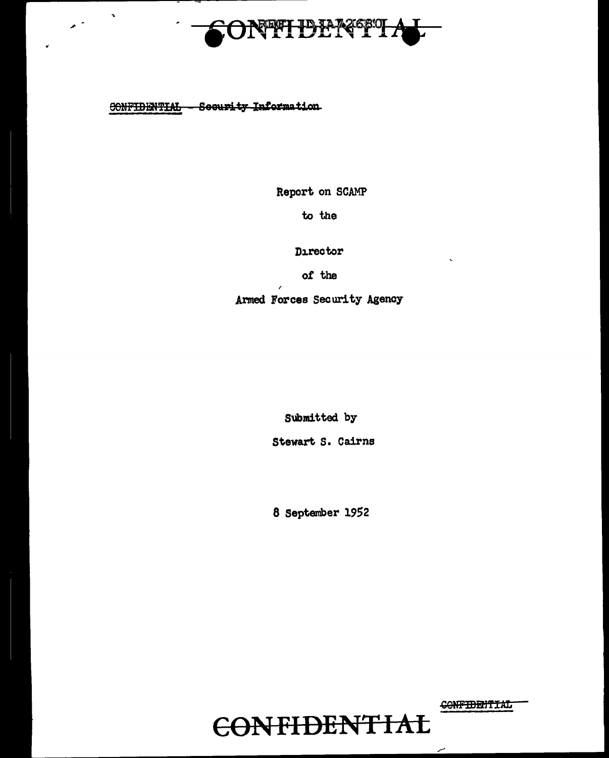CONFIDENTIAL - Security Information

Report on SCAMP

to the

Director

of the

Armed Forces Security Agency

Submitted by

Stewart S. Cairns

8 September 1952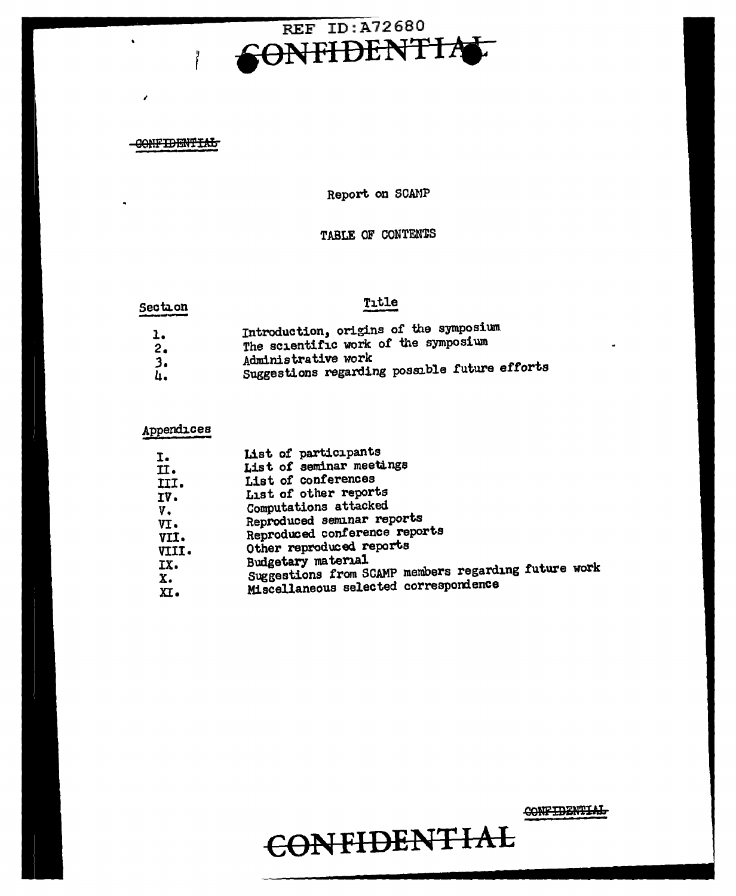Report on SCAMP

TABLE OF CONTENTS

| Section | Title |
|---|---|
| 1. | Introduction, origins of the symposium |
| 2. | The scientific work of the symposium |
| 3. | Administrative work |
| 4. | Suggestions regarding possible future efforts |

| Appendices | |
|---|---|
| I. | List of participants |
| II. | List of seminar meetings |
| III. | List of conferences |
| IV. | List of other reports |
| V. | Computations attacked |
| VI. | Reproduced seminar reports |
| VII. | Reproduced conference reports |
| VIII. | Other reproduced reports |
| IX. | Budgetary material |
| X. | Suggestions from SCAMP members regarding future work |
| XI. | Miscellaneous selected correspondence |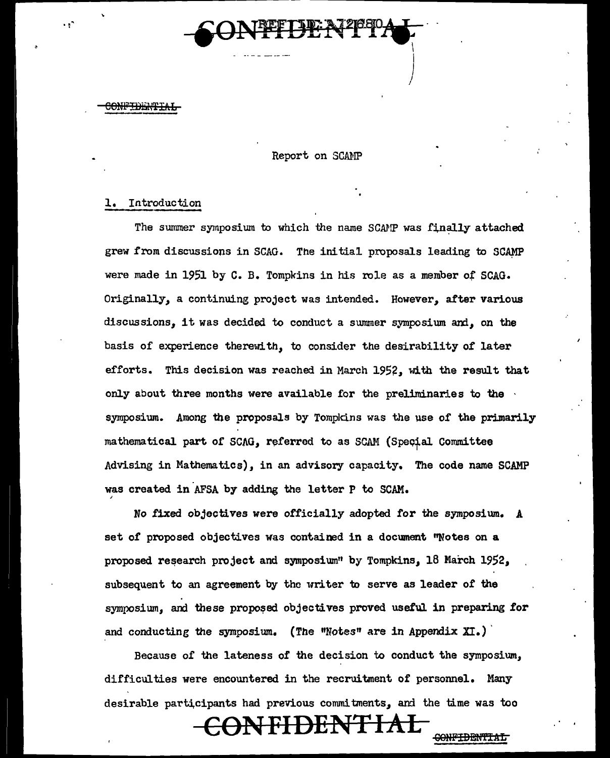Report on SCAMP

## 1. Introduction

The summer symposium to which the name SCAMP was finally attached grew from discussions in SCAG. The initial proposals leading to SCAMP were made in 1951 by C. B. Tompkins in his role as a member of SCAG. Originally, a continuing project was intended. However, after various discussions, it was decided to conduct a summer symposium and, on the basis of experience therewith, to consider the desirability of later efforts. This decision was reached in March 1952, with the result that only about three months were available for the preliminaries to the symposium. Among the proposals by Tompkins was the use of the primarily mathematical part of SCAG, referred to as SCAM (Special Committee Advising in Mathematics), in an advisory capacity. The code name SCAMP was created in AFSA by adding the letter P to SCAM.

No fixed objectives were officially adopted for the symposium. A set of proposed objectives was contained in a document "Notes on a proposed research project and symposium" by Tompkins, 18 March 1952, subsequent to an agreement by the writer to serve as leader of the symposium, and these proposed objectives proved useful in preparing for and conducting the symposium. (The "Notes" are in Appendix XI.)

Because of the lateness of the decision to conduct the symposium, difficulties were encountered in the recruitment of personnel. Many desirable participants had previous commitments, and the time was too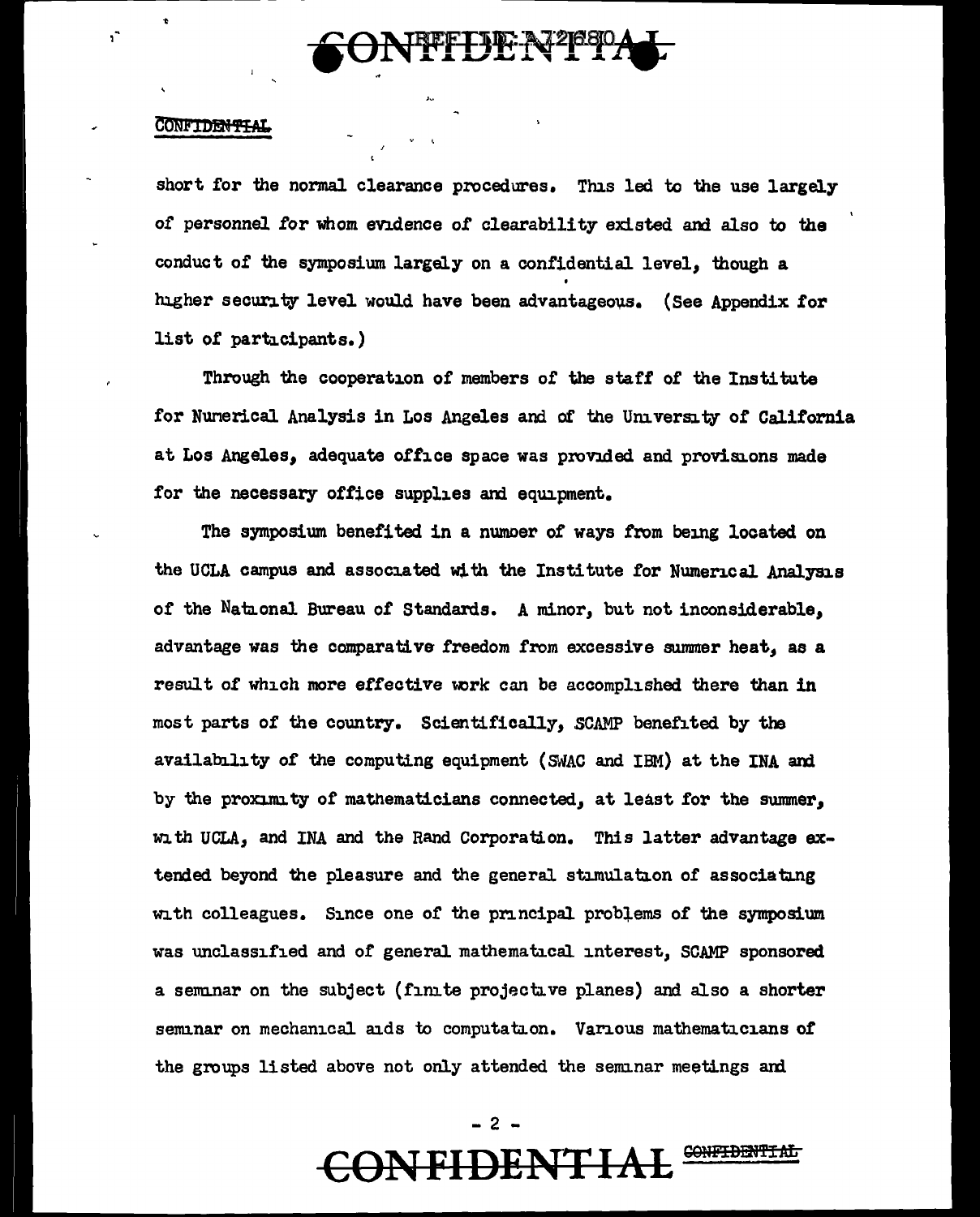short for the normal clearance procedures. This led to the use largely of personnel for whom evidence of clearability existed and also to the conduct of the symposium largely on a confidential level, though a higher security level would have been advantageous. (See Appendix for list of participants.)

Through the cooperation of members of the staff of the Institute for Numerical Analysis in Los Angeles and of the University of California at Los Angeles, adequate office space was provided and provisions made for the necessary office supplies and equipment.

The symposium benefited in a number of ways from being located on the UCLA campus and associated with the Institute for Numerical Analysis of the National Bureau of Standards. A minor, but not inconsiderable, advantage was the comparative freedom from excessive summer heat, as a result of which more effective work can be accomplished there than in most parts of the country. Scientifically, SCAMP benefited by the availability of the computing equipment (SWAC and IBM) at the INA and by the proximity of mathematicians connected, at least for the summer, with UCLA, and INA and the Rand Corporation. This latter advantage extended beyond the pleasure and the general stimulation of associating with colleagues. Since one of the principal problems of the symposium was unclassified and of general mathematical interest, SCAMP sponsored a seminar on the subject (finite projective planes) and also a shorter seminar on mechanical aids to computation. Various mathematicians of the groups listed above not only attended the seminar meetings and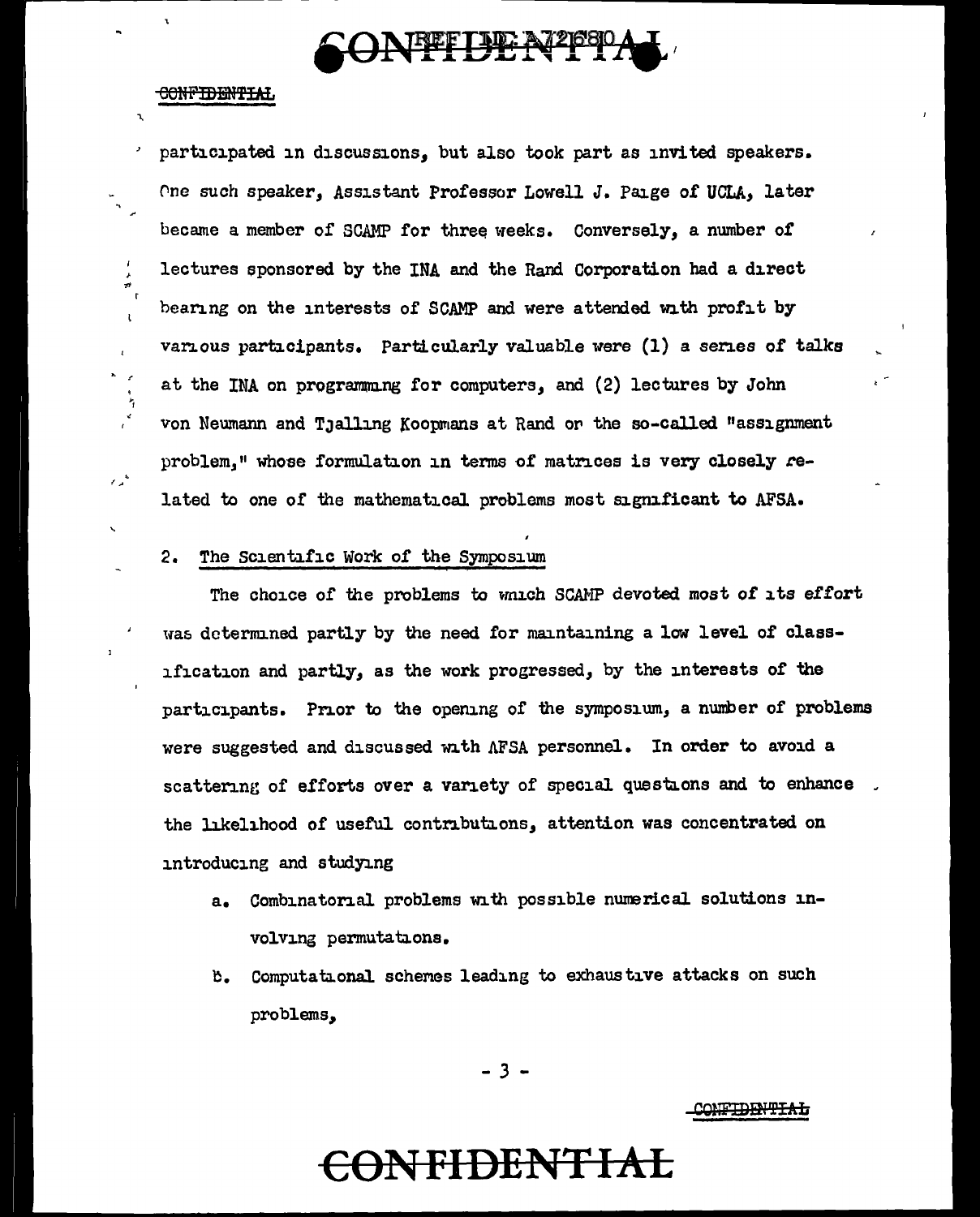participated in discussions, but also took part as invited speakers. One such speaker, Assistant Professor Lowell J. Paige of UCLA, later became a member of SCAMP for three weeks. Conversely, a number of lectures sponsored by the INA and the Rand Corporation had a direct bearing on the interests of SCAMP and were attended with profit by various participants. Particularly valuable were (1) a series of talks at the INA on programming for computers, and (2) lectures by John von Neumann and Tjalling Koopmans at Rand on the so-called "assignment problem," whose formulation in terms of matrices is very closely related to one of the mathematical problems most significant to AFSA.

## 2. The Scientific Work of the Symposium

The choice of the problems to which SCAMP devoted most of its effort was determined partly by the need for maintaining a low level of classification and partly, as the work progressed, by the interests of the participants. Prior to the opening of the symposium, a number of problems were suggested and discussed with AFSA personnel. In order to avoid a scattering of efforts over a variety of special questions and to enhance the likelihood of useful contributions, attention was concentrated on introducing and studying

a. Combinatorial problems with possible numerical solutions involving permutations.

b. Computational schemes leading to exhaustive attacks on such problems,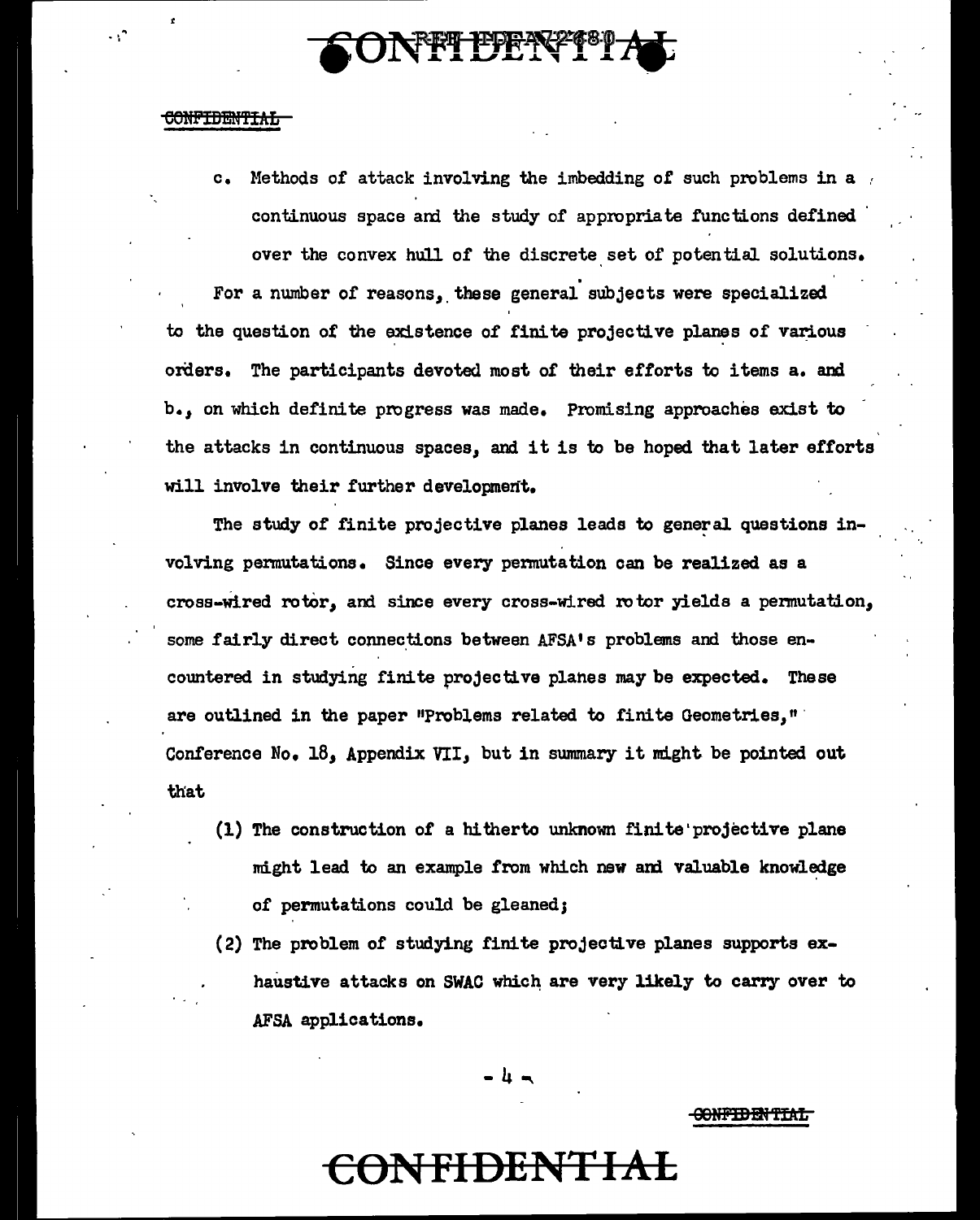c. Methods of attack involving the imbedding of such problems in a continuous space and the study of appropriate functions defined over the convex hull of the discrete set of potential solutions.

For a number of reasons, these general subjects were specialized to the question of the existence of finite projective planes of various orders. The participants devoted most of their efforts to items a. and b., on which definite progress was made. Promising approaches exist to the attacks in continuous spaces, and it is to be hoped that later efforts will involve their further development.

The study of finite projective planes leads to general questions involving permutations. Since every permutation can be realized as a cross-wired rotor, and since every cross-wired rotor yields a permutation, some fairly direct connections between AFSA's problems and those encountered in studying finite projective planes may be expected. These are outlined in the paper "Problems related to finite Geometries," Conference No. 18, Appendix VII, but in summary it might be pointed out that

(1) The construction of a hitherto unknown finite projective plane might lead to an example from which new and valuable knowledge of permutations could be gleaned;

(2) The problem of studying finite projective planes supports exhaustive attacks on SWAC which are very likely to carry over to AFSA applications.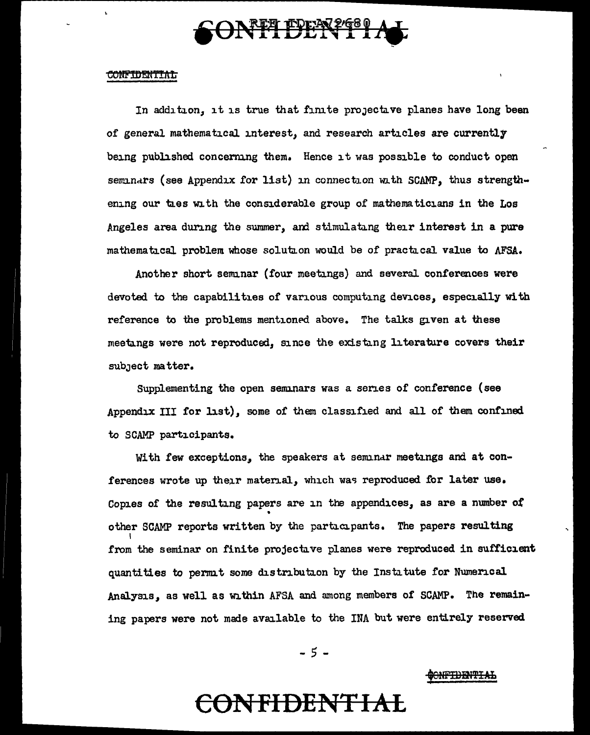In addition, it is true that finite projective planes have long been of general mathematical interest, and research articles are currently being published concerning them. Hence it was possible to conduct open seminars (see Appendix for list) in connection with SCAMP, thus strengthening our ties with the considerable group of mathematicians in the Los Angeles area during the summer, and stimulating their interest in a pure mathematical problem whose solution would be of practical value to AFSA.

Another short seminar (four meetings) and several conferences were devoted to the capabilities of various computing devices, especially with reference to the problems mentioned above. The talks given at these meetings were not reproduced, since the existing literature covers their subject matter.

Supplementing the open seminars was a series of conference (see Appendix III for list), some of them classified and all of them confined to SCAMP participants.

With few exceptions, the speakers at seminar meetings and at conferences wrote up their material, which was reproduced for later use. Copies of the resulting papers are in the appendices, as are a number of other SCAMP reports written by the participants. The papers resulting from the seminar on finite projective planes were reproduced in sufficient quantities to permit some distribution by the Institute for Numerical Analysis, as well as within AFSA and among members of SCAMP. The remaining papers were not made available to the INA but were entirely reserved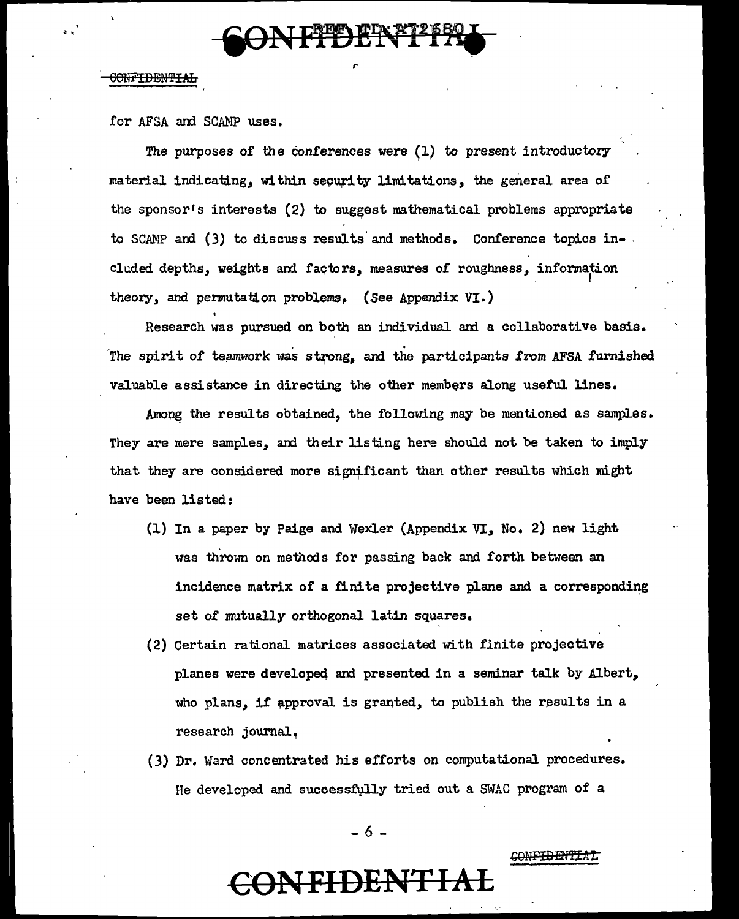for AFSA and SCAMP uses.

The purposes of the conferences were (1) to present introductory material indicating, within security limitations, the general area of the sponsor's interests (2) to suggest mathematical problems appropriate to SCAMP and (3) to discuss results and methods. Conference topics included depths, weights and factors, measures of roughness, information theory, and permutation problems. (See Appendix VI.)

Research was pursued on both an individual and a collaborative basis. The spirit of teamwork was strong, and the participants from AFSA furnished valuable assistance in directing the other members along useful lines.

Among the results obtained, the following may be mentioned as samples. They are mere samples, and their listing here should not be taken to imply that they are considered more significant than other results which might have been listed:

(1) In a paper by Paige and Wexler (Appendix VI, No. 2) new light was thrown on methods for passing back and forth between an incidence matrix of a finite projective plane and a corresponding set of mutually orthogonal latin squares.

(2) Certain rational matrices associated with finite projective planes were developed and presented in a seminar talk by Albert, who plans, if approval is granted, to publish the results in a research journal.

(3) Dr. Ward concentrated his efforts on computational procedures. He developed and successfully tried out a SWAC program of a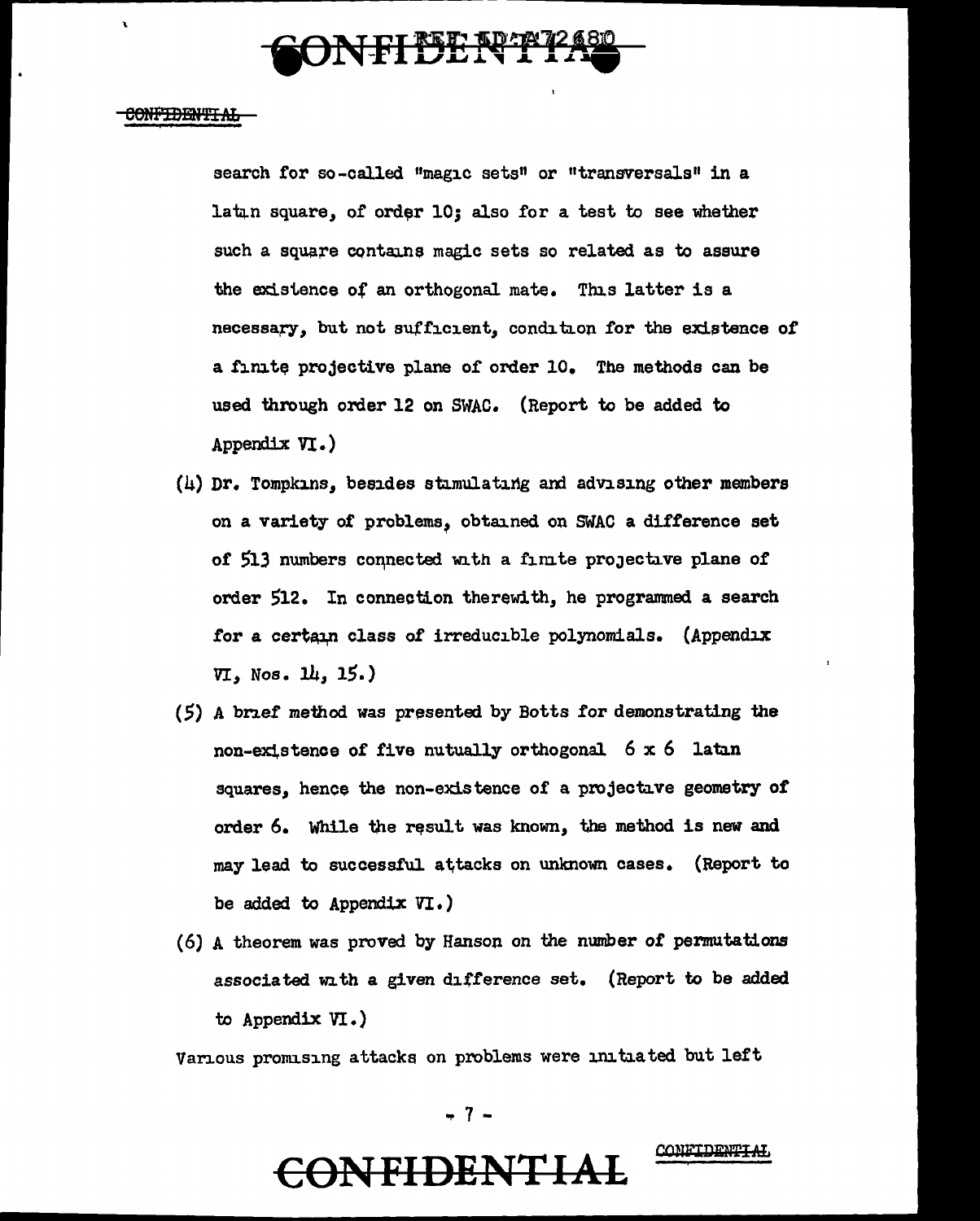search for so-called "magic sets" or "transversals" in a latin square, of order 10; also for a test to see whether such a square contains magic sets so related as to assure the existence of an orthogonal mate. This latter is a necessary, but not sufficient, condition for the existence of a finite projective plane of order 10. The methods can be used through order 12 on SWAC. (Report to be added to Appendix VI.)

(4) Dr. Tompkins, besides stimulating and advising other members on a variety of problems, obtained on SWAC a difference set of 513 numbers connected with a finite projective plane of order 512. In connection therewith, he programmed a search for a certain class of irreducible polynomials. (Appendix VI, Nos. 14, 15.)

(5) A brief method was presented by Botts for demonstrating the non-existence of five nutually orthogonal $6 \times 6$ latin squares, hence the non-existence of a projective geometry of order 6. While the result was known, the method is new and may lead to successful attacks on unknown cases. (Report to be added to Appendix VI.)

(6) A theorem was proved by Hanson on the number of permutations associated with a given difference set. (Report to be added to Appendix VI.)

Various promising attacks on problems were initiated but left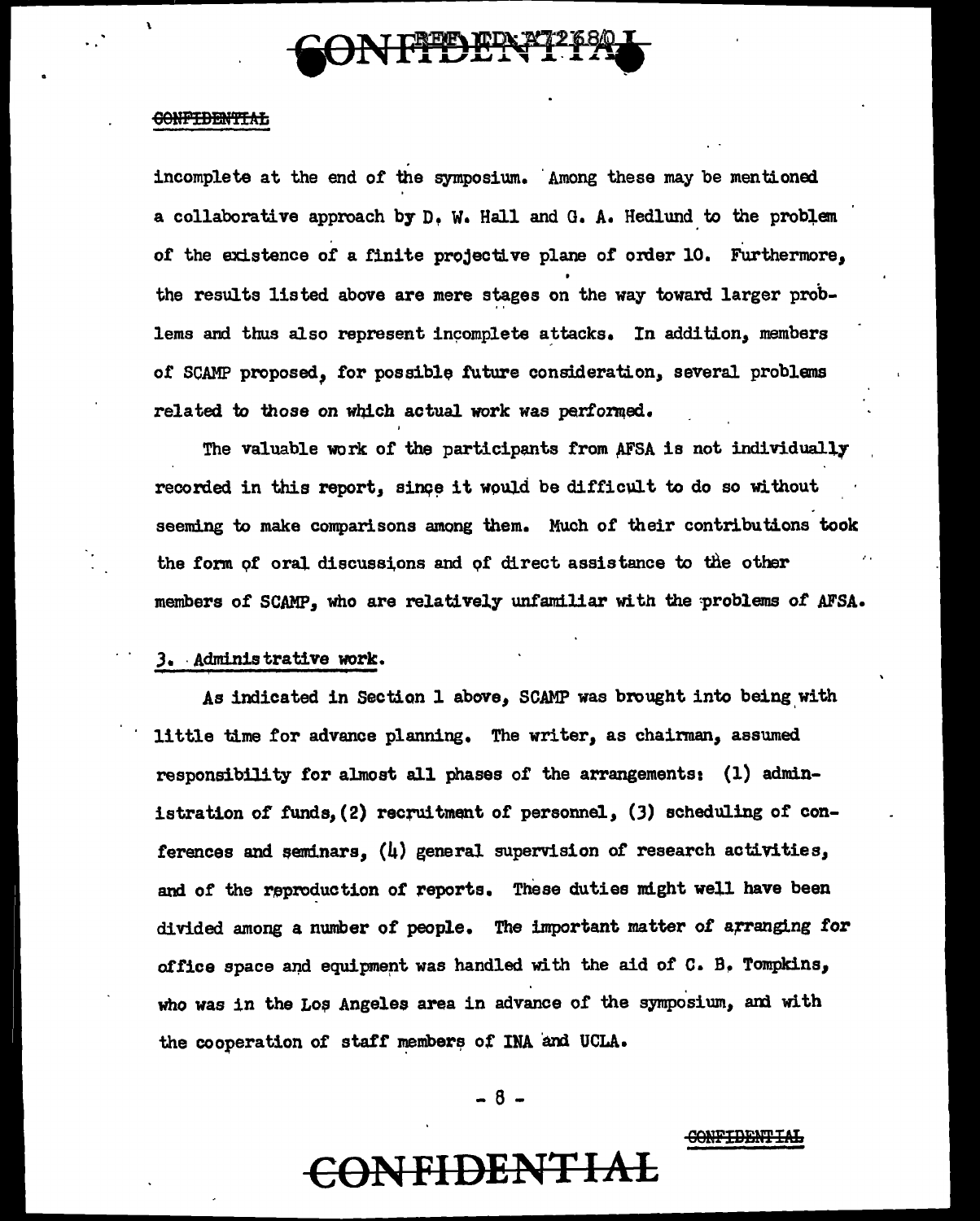incomplete at the end of the symposium. Among these may be mentioned a collaborative approach by D. W. Hall and G. A. Hedlund to the problem of the existence of a finite projective plane of order 10. Furthermore, the results listed above are mere stages on the way toward larger problems and thus also represent incomplete attacks. In addition, members of SCAMP proposed, for possible future consideration, several problems related to those on which actual work was performed.

The valuable work of the participants from AFSA is not individually recorded in this report, since it would be difficult to do so without seeming to make comparisons among them. Much of their contributions took the form of oral discussions and of direct assistance to the other members of SCAMP, who are relatively unfamiliar with the problems of AFSA.

## 3. Administrative work.

As indicated in Section 1 above, SCAMP was brought into being with little time for advance planning. The writer, as chairman, assumed responsibility for almost all phases of the arrangements: (1) administration of funds, (2) recruitment of personnel, (3) scheduling of conferences and seminars, (4) general supervision of research activities, and of the reproduction of reports. These duties might well have been divided among a number of people. The important matter of arranging for office space and equipment was handled with the aid of C. B. Tompkins, who was in the Los Angeles area in advance of the symposium, and with the cooperation of staff members of INA and UCLA.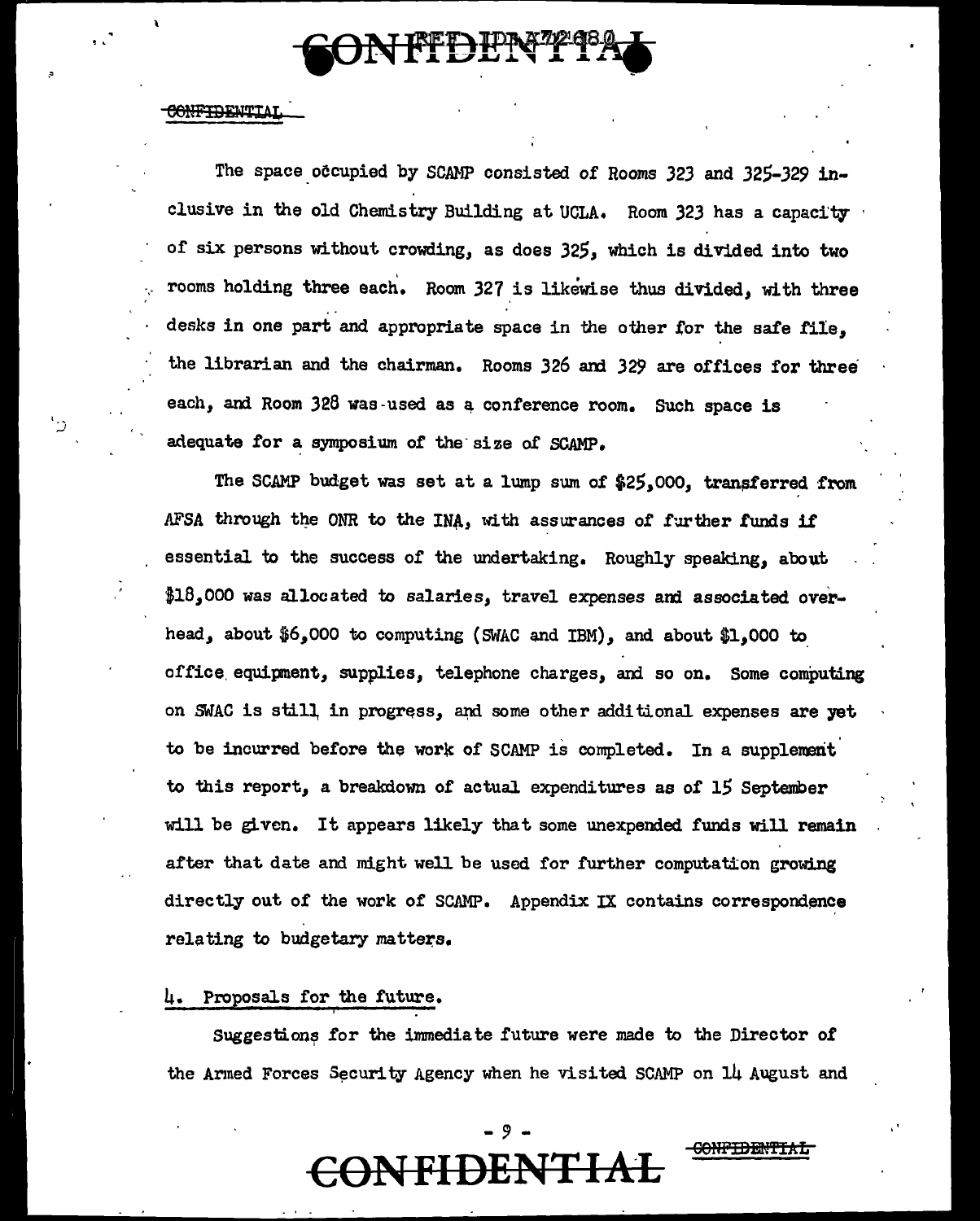The space occupied by SCAMP consisted of Rooms 323 and 325-329 inclusive in the old Chemistry Building at UCLA. Room 323 has a capacity of six persons without crowding, as does 325, which is divided into two rooms holding three each. Room 327 is likewise thus divided, with three desks in one part and appropriate space in the other for the safe file, the librarian and the chairman. Rooms 326 and 329 are offices for three each, and Room 328 was used as a conference room. Such space is adequate for a symposium of the size of SCAMP.

The SCAMP budget was set at a lump sum of $25,000, transferred from AFSA through the ONR to the INA, with assurances of further funds if essential to the success of the undertaking. Roughly speaking, about $18,000 was allocated to salaries, travel expenses and associated overhead, about $6,000 to computing (SWAC and IBM), and about $1,000 to office equipment, supplies, telephone charges, and so on. Some computing on SWAC is still in progress, and some other additional expenses are yet to be incurred before the work of SCAMP is completed. In a supplement to this report, a breakdown of actual expenditures as of 15 September will be given. It appears likely that some unexpended funds will remain after that date and might well be used for further computation growing directly out of the work of SCAMP. Appendix IX contains correspondence relating to budgetary matters.

## 4. Proposals for the future.

Suggestions for the immediate future were made to the Director of the Armed Forces Security Agency when he visited SCAMP on 14 August and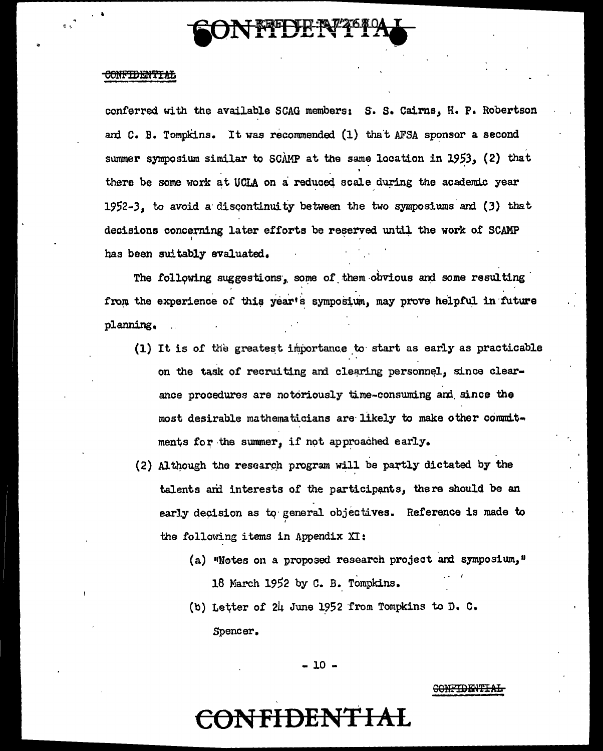conferred with the available SCAG members: S. S. Cairns, H. P. Robertson and C. B. Tompkins. It was recommended (1) that AFSA sponsor a second summer symposium similar to SCAMP at the same location in 1953, (2) that there be some work at UCLA on a reduced scale during the academic year 1952-3, to avoid a discontinuity between the two symposiums and (3) that decisions concerning later efforts be reserved until the work of SCAMP has been suitably evaluated.

The following suggestions, some of them obvious and some resulting from the experience of this year's symposium, may prove helpful in future planning.

(1) It is of the greatest importance to start as early as practicable on the task of recruiting and clearing personnel, since clearance procedures are notoriously time-consuming and since the most desirable mathematicians are likely to make other commitments for the summer, if not approached early.

(2) Although the research program will be partly dictated by the talents and interests of the participants, there should be an early decision as to general objectives. Reference is made to the following items in Appendix XI:

(a) "Notes on a proposed research project and symposium," 18 March 1952 by C. B. Tompkins.

(b) Letter of 24 June 1952 from Tompkins to D. C. Spencer.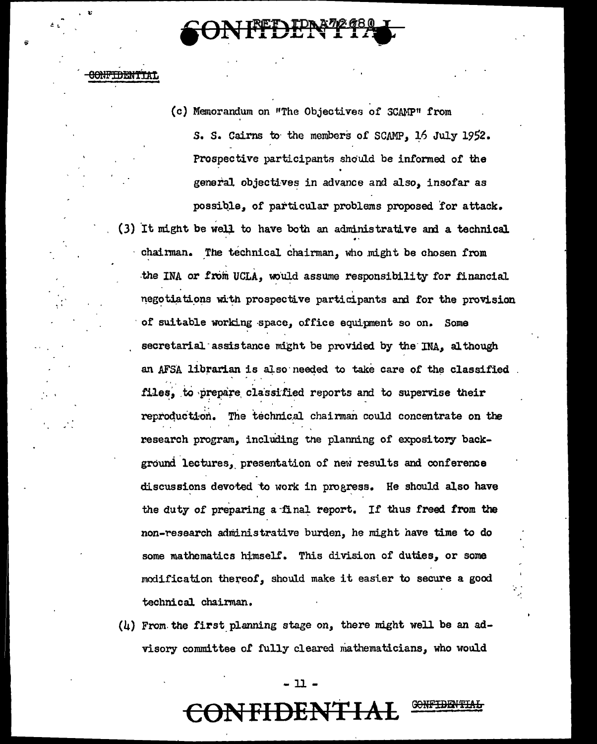(c) Memorandum on "The Objectives of SCAMP" from S. S. Cairns to the members of SCAMP, 16 July 1952. Prospective participants should be informed of the general objectives in advance and also, insofar as possible, of particular problems proposed for attack.

(3) It might be well to have both an administrative and a technical chairman. The technical chairman, who might be chosen from the INA or from UCLA, would assume responsibility for financial negotiations with prospective participants and for the provision of suitable working space, office equipment so on. Some secretarial assistance might be provided by the INA, although an AFSA librarian is also needed to take care of the classified files, to prepare classified reports and to supervise their reproduction. The technical chairman could concentrate on the research program, including the planning of expository background lectures, presentation of new results and conference discussions devoted to work in progress. He should also have the duty of preparing a final report. If thus freed from the non-research administrative burden, he might have time to do some mathematics himself. This division of duties, or some modification thereof, should make it easier to secure a good technical chairman.

(4) From the first planning stage on, there might well be an advisory committee of fully cleared mathematicians, who would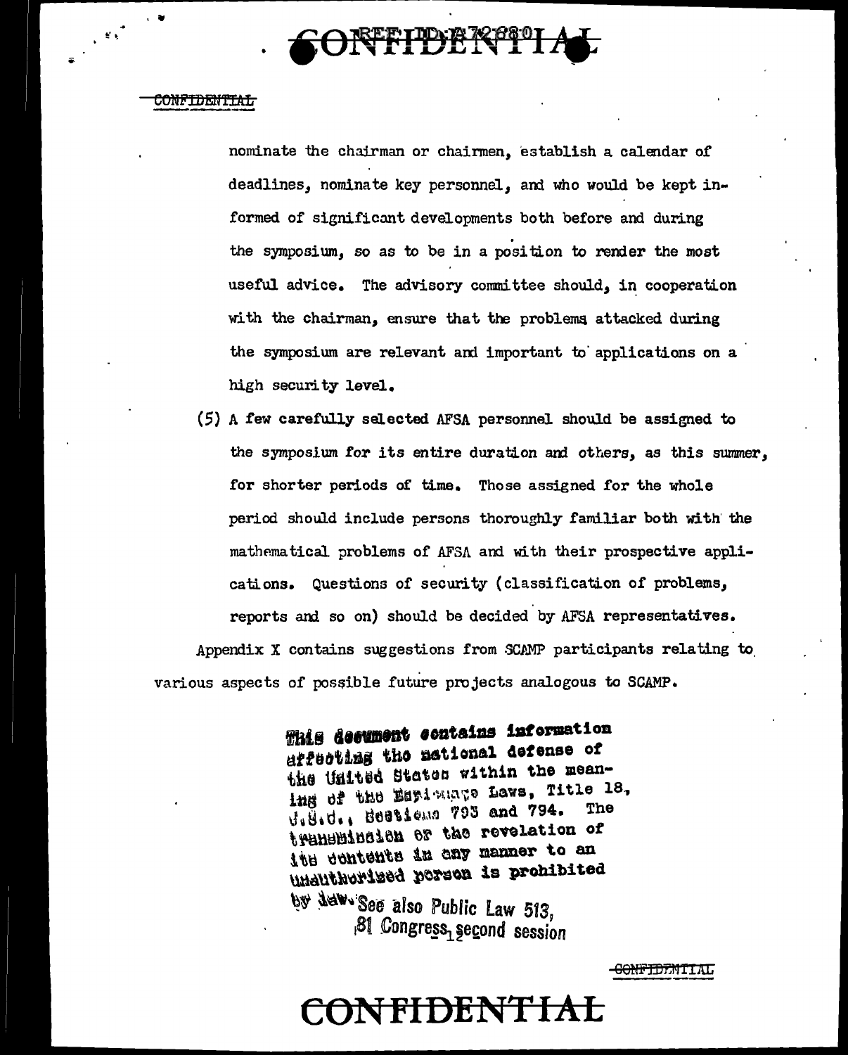nominate the chairman or chairmen, establish a calendar of deadlines, nominate key personnel, and who would be kept informed of significant developments both before and during the symposium, so as to be in a position to render the most useful advice. The advisory committee should, in cooperation with the chairman, ensure that the problems attacked during the symposium are relevant and important to applications on a high security level.

(5) A few carefully selected AFSA personnel should be assigned to the symposium for its entire duration and others, as this summer, for shorter periods of time. Those assigned for the whole period should include persons thoroughly familiar both with the mathematical problems of AFSA and with their prospective applications. Questions of security (classification of problems, reports and so on) should be decided by AFSA representatives.

Appendix X contains suggestions from SCAMP participants relating to various aspects of possible future projects analogous to SCAMP.

This document contains information affecting the national defense of the United States within the meaning of the Espionage Laws, Title 18, U.S.C., Sections 793 and 794. The transmission or the revelation of its contents in any manner to an unauthorized person is prohibited by law. See also Public Law 513, 81 Congress, second session